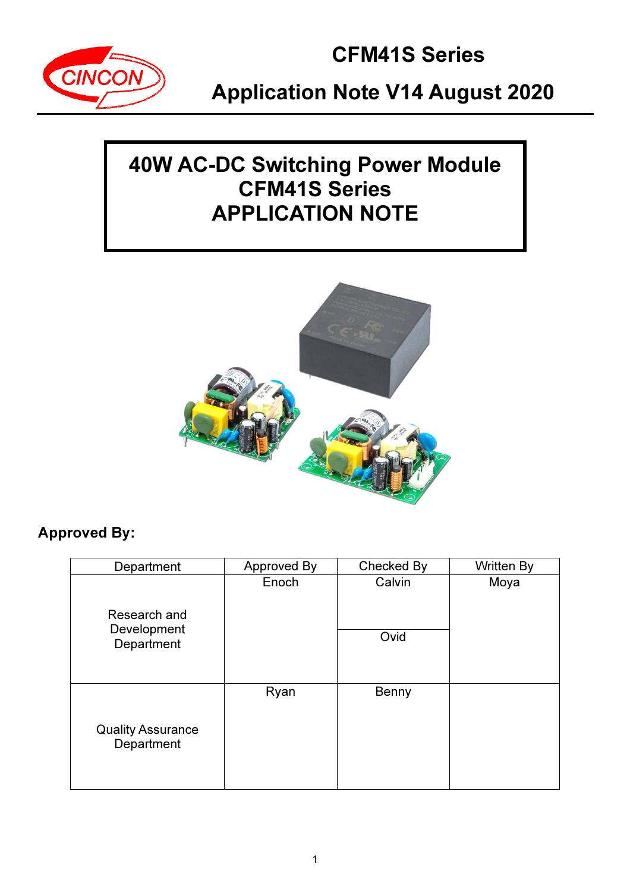# CFM41S Series

## Application Note V14 August 2020

# 40W AC-DC Switching Power Module
# CFM41S Series
# APPLICATION NOTE

**Approved By:**

| Department | Approved By | Checked By | Written By |
|---|---|---|---|
| Research and Development Department | Enoch | Calvin<br>Ovid | Moya |
| Quality Assurance Department | Ryan | Benny | |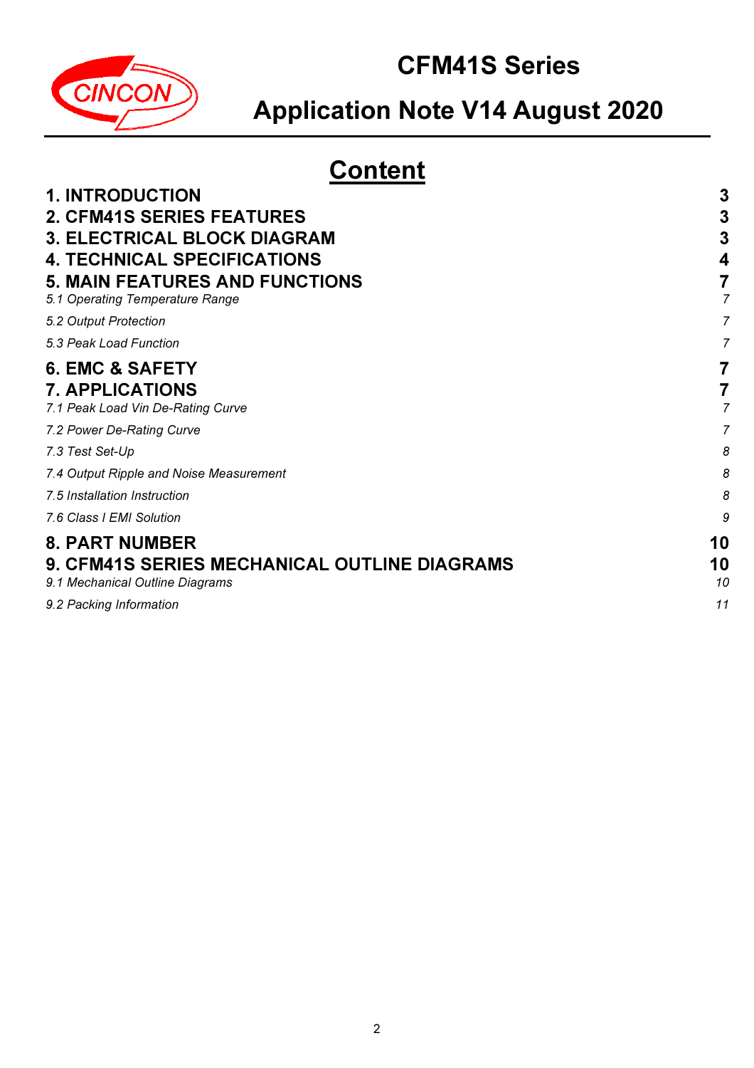# CFM41S Series

# Application Note V14 August 2020

## Content

| | |
|---|---|
| **1. INTRODUCTION** | **3** |
| **2. CFM41S SERIES FEATURES** | **3** |
| **3. ELECTRICAL BLOCK DIAGRAM** | **3** |
| **4. TECHNICAL SPECIFICATIONS** | **4** |
| **5. MAIN FEATURES AND FUNCTIONS** | **7** |
| *5.1 Operating Temperature Range* | *7* |
| *5.2 Output Protection* | *7* |
| *5.3 Peak Load Function* | *7* |
| **6. EMC & SAFETY** | **7** |
| **7. APPLICATIONS** | **7** |
| *7.1 Peak Load Vin De-Rating Curve* | *7* |
| *7.2 Power De-Rating Curve* | *7* |
| *7.3 Test Set-Up* | *8* |
| *7.4 Output Ripple and Noise Measurement* | *8* |
| *7.5 Installation Instruction* | *8* |
| *7.6 Class I EMI Solution* | *9* |
| **8. PART NUMBER** | **10** |
| **9. CFM41S SERIES MECHANICAL OUTLINE DIAGRAMS** | **10** |
| *9.1 Mechanical Outline Diagrams* | *10* |
| *9.2 Packing Information* | *11* |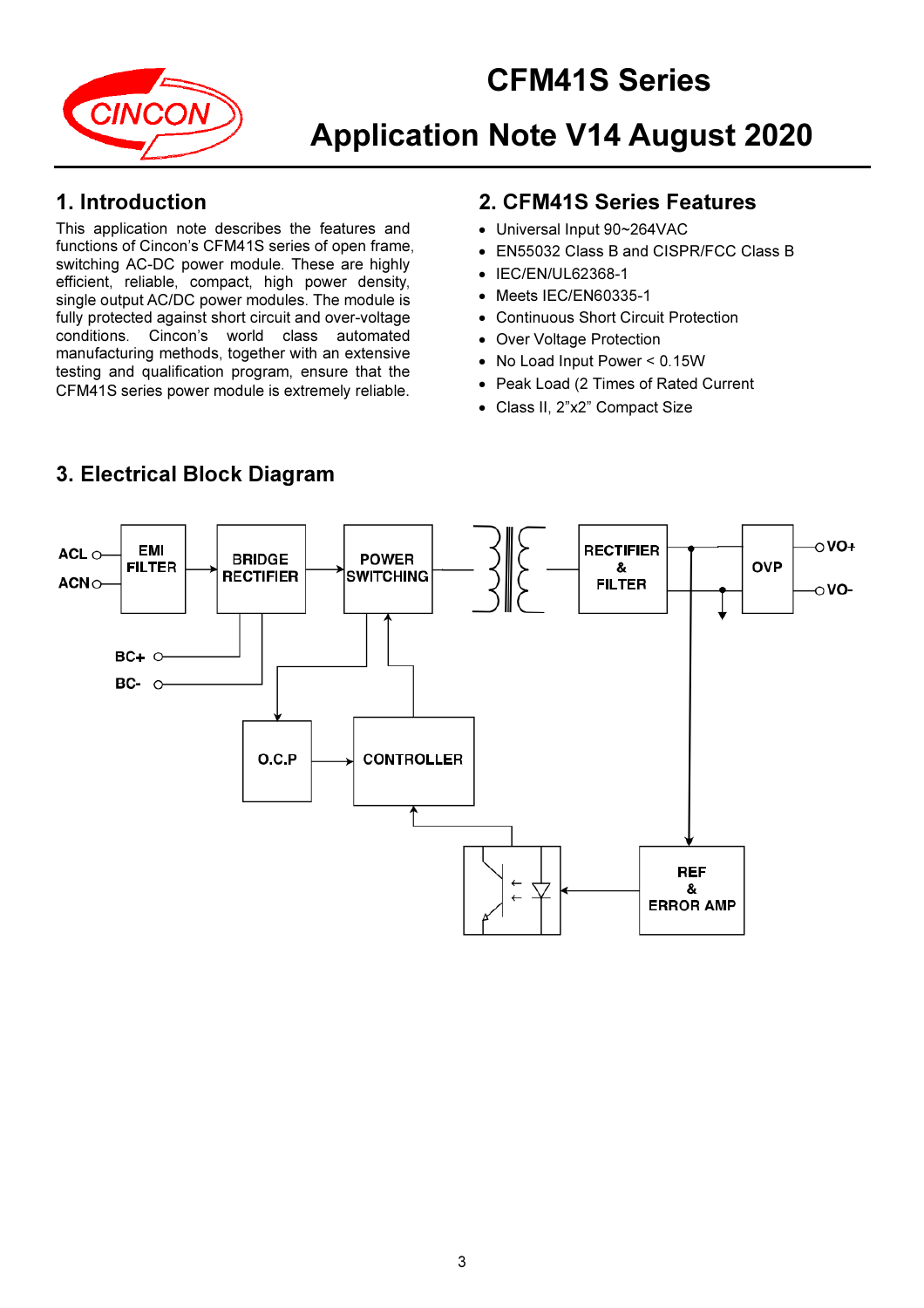# CFM41S Series

# Application Note V14 August 2020

## 1. Introduction

This application note describes the features and functions of Cincon's CFM41S series of open frame, switching AC-DC power module. These are highly efficient, reliable, compact, high power density, single output AC/DC power modules. The module is fully protected against short circuit and over-voltage conditions. Cincon's world class automated manufacturing methods, together with an extensive testing and qualification program, ensure that the CFM41S series power module is extremely reliable.

## 2. CFM41S Series Features

- Universal Input 90~264VAC
- EN55032 Class B and CISPR/FCC Class B
- IEC/EN/UL62368-1
- Meets IEC/EN60335-1
- Continuous Short Circuit Protection
- Over Voltage Protection
- No Load Input Power < 0.15W
- Peak Load (2 Times of Rated Current
- Class II, 2"x2" Compact Size

## 3. Electrical Block Diagram

ACL, ACN, EMI FILTER, BRIDGE RECTIFIER, POWER SWITCHING, RECTIFIER & FILTER, OVP, VO+, VO-, BC+, BC-, O.C.P, CONTROLLER, REF & ERROR AMP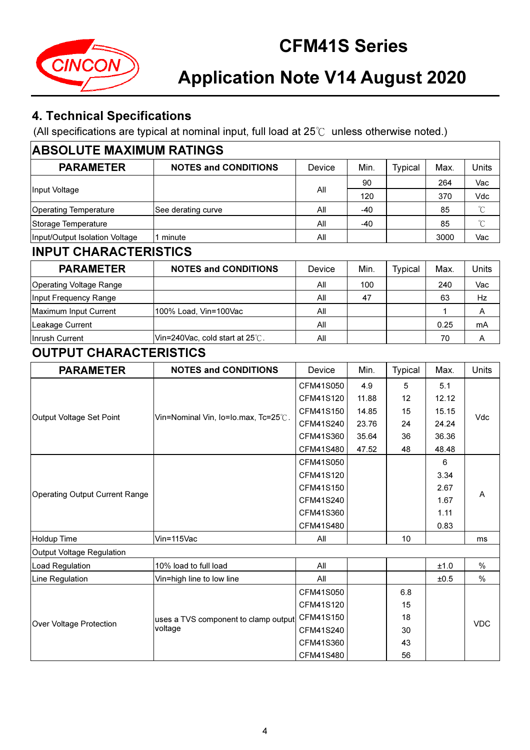## 4. Technical Specifications

(All specifications are typical at nominal input, full load at 25℃ unless otherwise noted.)

### ABSOLUTE MAXIMUM RATINGS

| PARAMETER | NOTES and CONDITIONS | Device | Min. | Typical | Max. | Units |
|---|---|---|---|---|---|---|
| Input Voltage | | All | 90 | | 264 | Vac |
| | | | 120 | | 370 | Vdc |
| Operating Temperature | See derating curve | All | -40 | | 85 | ℃ |
| Storage Temperature | | All | -40 | | 85 | ℃ |
| Input/Output Isolation Voltage | 1 minute | All | | | 3000 | Vac |

### INPUT CHARACTERISTICS

| PARAMETER | NOTES and CONDITIONS | Device | Min. | Typical | Max. | Units |
|---|---|---|---|---|---|---|
| Operating Voltage Range | | All | 100 | | 240 | Vac |
| Input Frequency Range | | All | 47 | | 63 | Hz |
| Maximum Input Current | 100% Load, Vin=100Vac | All | | | 1 | A |
| Leakage Current | | All | | | 0.25 | mA |
| Inrush Current | Vin=240Vac, cold start at 25℃. | All | | | 70 | A |

### OUTPUT CHARACTERISTICS

| PARAMETER | NOTES and CONDITIONS | Device | Min. | Typical | Max. | Units |
|---|---|---|---|---|---|---|
| Output Voltage Set Point | Vin=Nominal Vin, Io=Io.max, Tc=25℃. | CFM41S050 | 4.9 | 5 | 5.1 | Vdc |
| | | CFM41S120 | 11.88 | 12 | 12.12 | |
| | | CFM41S150 | 14.85 | 15 | 15.15 | |
| | | CFM41S240 | 23.76 | 24 | 24.24 | |
| | | CFM41S360 | 35.64 | 36 | 36.36 | |
| | | CFM41S480 | 47.52 | 48 | 48.48 | |
| Operating Output Current Range | | CFM41S050 | | | 6 | A |
| | | CFM41S120 | | | 3.34 | |
| | | CFM41S150 | | | 2.67 | |
| | | CFM41S240 | | | 1.67 | |
| | | CFM41S360 | | | 1.11 | |
| | | CFM41S480 | | | 0.83 | |
| Holdup Time | Vin=115Vac | All | | 10 | | ms |
| Output Voltage Regulation | | | | | | |
| Load Regulation | 10% load to full load | All | | | ±1.0 | % |
| Line Regulation | Vin=high line to low line | All | | | ±0.5 | % |
| Over Voltage Protection | uses a TVS component to clamp output voltage | CFM41S050 | | 6.8 | | VDC |
| | | CFM41S120 | | 15 | | |
| | | CFM41S150 | | 18 | | |
| | | CFM41S240 | | 30 | | |
| | | CFM41S360 | | 43 | | |
| | | CFM41S480 | | 56 | | |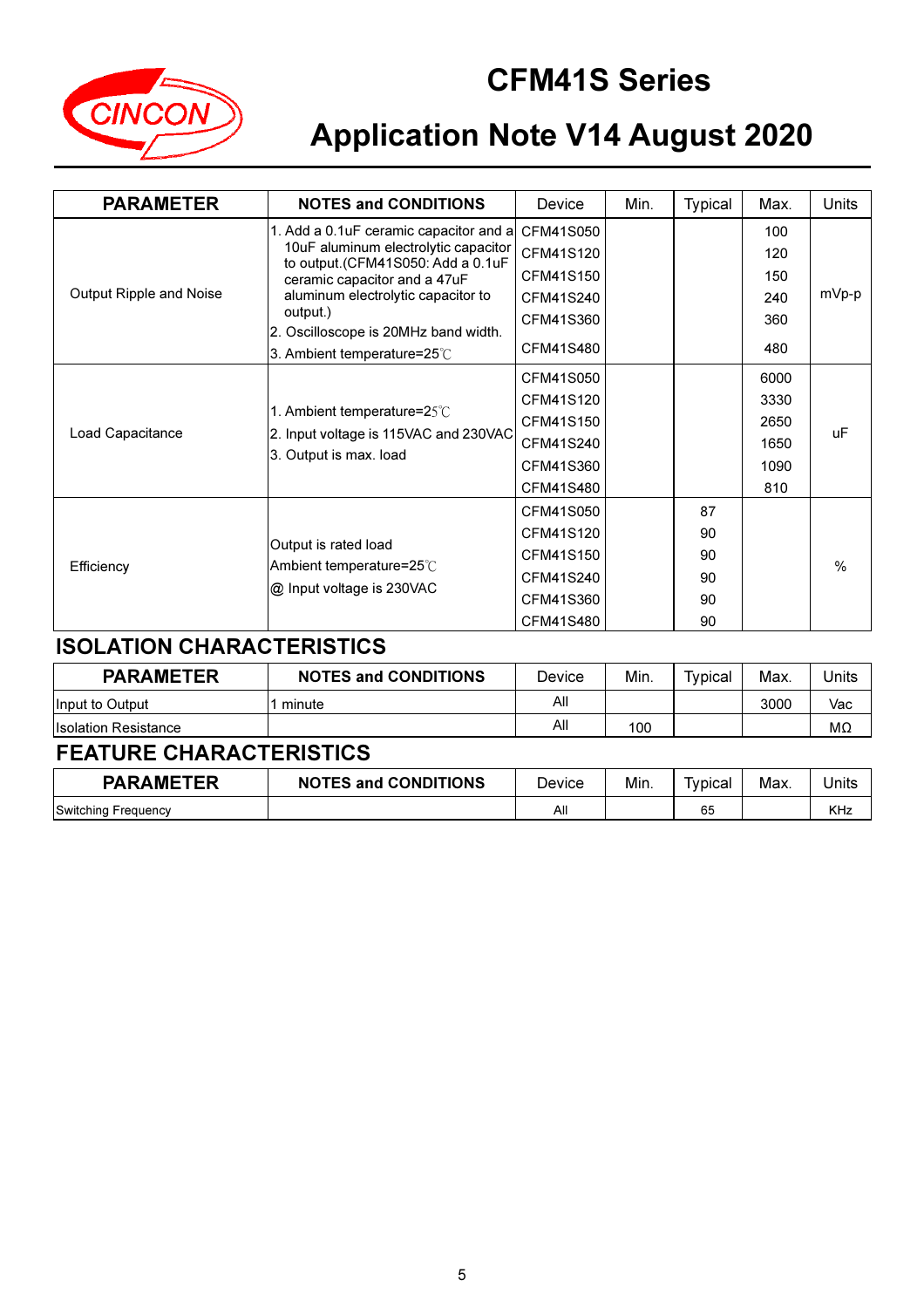# CFM41S Series

# Application Note V14 August 2020

| PARAMETER | NOTES and CONDITIONS | Device | Min. | Typical | Max. | Units |
|---|---|---|---|---|---|---|
| Output Ripple and Noise | 1. Add a 0.1uF ceramic capacitor and a 10uF aluminum electrolytic capacitor to output.(CFM41S050: Add a 0.1uF ceramic capacitor and a 47uF aluminum electrolytic capacitor to output.) 2. Oscilloscope is 20MHz band width. 3. Ambient temperature=25℃ | CFM41S050 | | | 100 | mVp-p |
| | | CFM41S120 | | | 120 | |
| | | CFM41S150 | | | 150 | |
| | | CFM41S240 | | | 240 | |
| | | CFM41S360 | | | 360 | |
| | | CFM41S480 | | | 480 | |
| Load Capacitance | 1. Ambient temperature=25℃ 2. Input voltage is 115VAC and 230VAC 3. Output is max. load | CFM41S050 | | | 6000 | uF |
| | | CFM41S120 | | | 3330 | |
| | | CFM41S150 | | | 2650 | |
| | | CFM41S240 | | | 1650 | |
| | | CFM41S360 | | | 1090 | |
| | | CFM41S480 | | | 810 | |
| Efficiency | Output is rated load Ambient temperature=25℃ @ Input voltage is 230VAC | CFM41S050 | | 87 | | % |
| | | CFM41S120 | | 90 | | |
| | | CFM41S150 | | 90 | | |
| | | CFM41S240 | | 90 | | |
| | | CFM41S360 | | 90 | | |
| | | CFM41S480 | | 90 | | |

## ISOLATION CHARACTERISTICS

| PARAMETER | NOTES and CONDITIONS | Device | Min. | Typical | Max. | Units |
|---|---|---|---|---|---|---|
| Input to Output | 1 minute | All | | | 3000 | Vac |
| Isolation Resistance | | All | 100 | | | MΩ |

## FEATURE CHARACTERISTICS

| PARAMETER | NOTES and CONDITIONS | Device | Min. | Typical | Max. | Units |
|---|---|---|---|---|---|---|
| Switching Frequency | | All | | 65 | | KHz |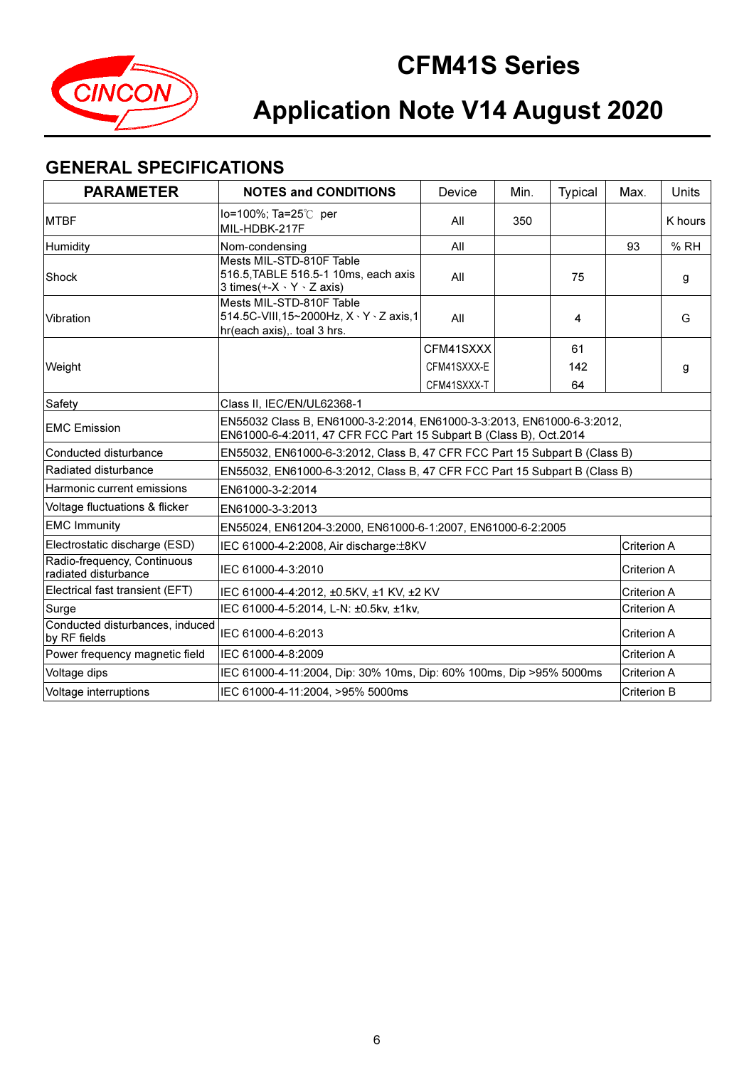# CFM41S Series

# Application Note V14 August 2020

## GENERAL SPECIFICATIONS

| PARAMETER | NOTES and CONDITIONS | Device | Min. | Typical | Max. | Units |
|---|---|---|---|---|---|---|
| MTBF | Io=100%; Ta=25℃ per MIL-HDBK-217F | All | 350 | | | K hours |
| Humidity | Nom-condensing | All | | | 93 | % RH |
| Shock | Mests MIL-STD-810F Table 516.5,TABLE 516.5-1 10ms, each axis 3 times(+-X、Y、Z axis) | All | | 75 | | g |
| Vibration | Mests MIL-STD-810F Table 514.5C-VIII,15~2000Hz, X、Y、Z axis,1 hr(each axis),. toal 3 hrs. | All | | 4 | | G |
| Weight | | CFM41SXXX | | 61 | | g |
| | | CFM41SXXX-E | | 142 | | |
| | | CFM41SXXX-T | | 64 | | |
| Safety | Class II, IEC/EN/UL62368-1 | | | | | |
| EMC Emission | EN55032 Class B, EN61000-3-2:2014, EN61000-3-3:2013, EN61000-6-3:2012, EN61000-6-4:2011, 47 CFR FCC Part 15 Subpart B (Class B), Oct.2014 | | | | | |
| Conducted disturbance | EN55032, EN61000-6-3:2012, Class B, 47 CFR FCC Part 15 Subpart B (Class B) | | | | | |
| Radiated disturbance | EN55032, EN61000-6-3:2012, Class B, 47 CFR FCC Part 15 Subpart B (Class B) | | | | | |
| Harmonic current emissions | EN61000-3-2:2014 | | | | | |
| Voltage fluctuations & flicker | EN61000-3-3:2013 | | | | | |
| EMC Immunity | EN55024, EN61204-3:2000, EN61000-6-1:2007, EN61000-6-2:2005 | | | | | |
| Electrostatic discharge (ESD) | IEC 61000-4-2:2008, Air discharge:±8KV | | | | Criterion A | |
| Radio-frequency, Continuous radiated disturbance | IEC 61000-4-3:2010 | | | | Criterion A | |
| Electrical fast transient (EFT) | IEC 61000-4-4:2012, ±0.5KV, ±1 KV, ±2 KV | | | | Criterion A | |
| Surge | IEC 61000-4-5:2014, L-N: ±0.5kv, ±1kv, | | | | Criterion A | |
| Conducted disturbances, induced by RF fields | IEC 61000-4-6:2013 | | | | Criterion A | |
| Power frequency magnetic field | IEC 61000-4-8:2009 | | | | Criterion A | |
| Voltage dips | IEC 61000-4-11:2004, Dip: 30% 10ms, Dip: 60% 100ms, Dip >95% 5000ms | | | | Criterion A | |
| Voltage interruptions | IEC 61000-4-11:2004, >95% 5000ms | | | | Criterion B | |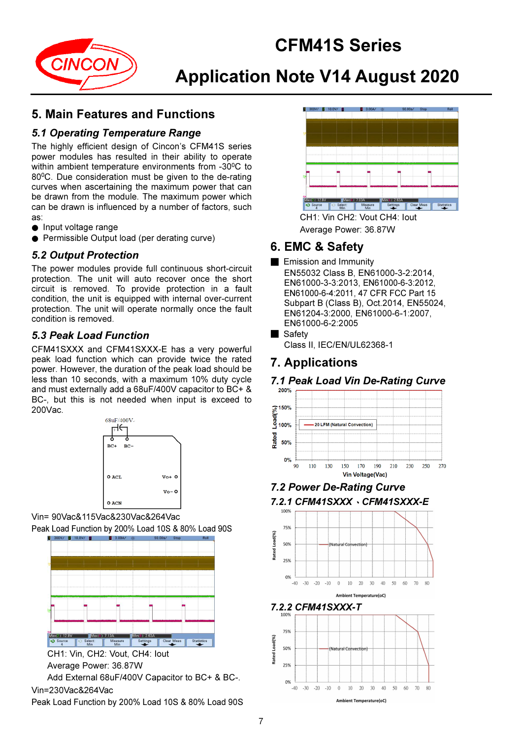## 5. Main Features and Functions

### 5.1 Operating Temperature Range

The highly efficient design of Cincon's CFM41S series power modules has resulted in their ability to operate within ambient temperature environments from -30°C to 80°C. Due consideration must be given to the de-rating curves when ascertaining the maximum power that can be drawn from the module. The maximum power which can be drawn is influenced by a number of factors, such as:

- Input voltage range
- Permissible Output load (per derating curve)

### 5.2 Output Protection

The power modules provide full continuous short-circuit protection. The unit will auto recover once the short circuit is removed. To provide protection in a fault condition, the unit is equipped with internal over-current protection. The unit will operate normally once the fault condition is removed.

### 5.3 Peak Load Function

CFM41SXXX and CFM41SXXX-E has a very powerful peak load function which can provide twice the rated power. However, the duration of the peak load should be less than 10 seconds, with a maximum 10% duty cycle and must externally add a 68uF/400V capacitor to BC+ & BC-, but this is not needed when input is exceed to 200Vac.

68uF/400V

BC+ BC-

ACL Vo+

Vo-

ACN

Vin= 90Vac&115Vac&230Vac&264Vac

Peak Load Function by 200% Load 10S & 80% Load 90S

CH1: Vin, CH2: Vout, CH4: Iout

Average Power: 36.87W

Add External 68uF/400V Capacitor to BC+ & BC-.

Vin=230Vac&264Vac

Peak Load Function by 200% Load 10S & 80% Load 90S

CH1: Vin CH2: Vout CH4: Iout

Average Power: 36.87W

## 6. EMC & Safety

- Emission and Immunity
  EN55032 Class B, EN61000-3-2:2014, EN61000-3-3:2013, EN61000-6-3:2012, EN61000-6-4:2011, 47 CFR FCC Part 15 Subpart B (Class B), Oct.2014, EN55024, EN61204-3:2000, EN61000-6-1:2007, EN61000-6-2:2005
- Safety
  Class II, IEC/EN/UL62368-1

## 7. Applications

### 7.1 Peak Load Vin De-Rating Curve

Rated Load(%) vs Vin Voltage(Vac) — 20 LFM (Natural Convection)

### 7.2 Power De-Rating Curve

#### 7.2.1 CFM41SXXX 、CFM41SXXX-E

Rated Load(%) vs Ambient Temperature(oC) — (Natural Convection)

#### 7.2.2 CFM41SXXX-T

Rated Load(%) vs Ambient Temperature(oC) — (Natural Convection)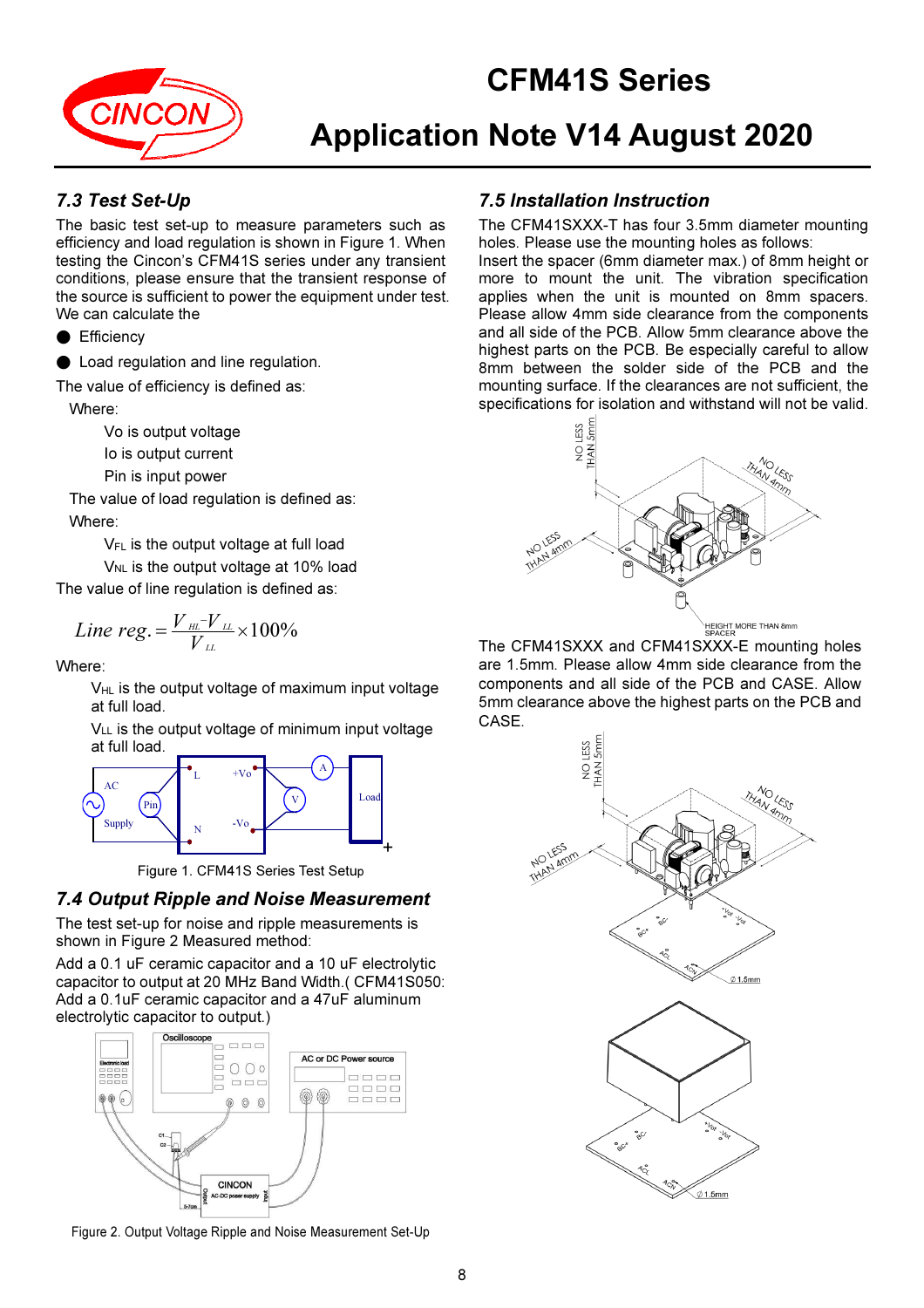## 7.3 Test Set-Up

The basic test set-up to measure parameters such as efficiency and load regulation is shown in Figure 1. When testing the Cincon's CFM41S series under any transient conditions, please ensure that the transient response of the source is sufficient to power the equipment under test. We can calculate the

- Efficiency
- Load regulation and line regulation.

The value of efficiency is defined as:

Where:

Vo is output voltage

Io is output current

Pin is input power

The value of load regulation is defined as:

Where:

$V_{FL}$ is the output voltage at full load

$V_{NL}$ is the output voltage at 10% load

The value of line regulation is defined as:

$$Line\ reg. = \frac{V_{HL} - V_{LL}}{V_{LL}} \times 100\%$$

Where:

$V_{HL}$ is the output voltage of maximum input voltage at full load.

$V_{LL}$ is the output voltage of minimum input voltage at full load.

Figure 1. CFM41S Series Test Setup

## 7.4 Output Ripple and Noise Measurement

The test set-up for noise and ripple measurements is shown in Figure 2 Measured method:

Add a 0.1 uF ceramic capacitor and a 10 uF electrolytic capacitor to output at 20 MHz Band Width.( CFM41S050: Add a 0.1uF ceramic capacitor and a 47uF aluminum electrolytic capacitor to output.)

Figure 2. Output Voltage Ripple and Noise Measurement Set-Up

## 7.5 Installation Instruction

The CFM41SXXX-T has four 3.5mm diameter mounting holes. Please use the mounting holes as follows: Insert the spacer (6mm diameter max.) of 8mm height or more to mount the unit. The vibration specification applies when the unit is mounted on 8mm spacers. Please allow 4mm side clearance from the components and all side of the PCB. Allow 5mm clearance above the highest parts on the PCB. Be especially careful to allow 8mm between the solder side of the PCB and the mounting surface. If the clearances are not sufficient, the specifications for isolation and withstand will not be valid.

The CFM41SXXX and CFM41SXXX-E mounting holes are 1.5mm. Please allow 4mm side clearance from the components and all side of the PCB and CASE. Allow 5mm clearance above the highest parts on the PCB and CASE.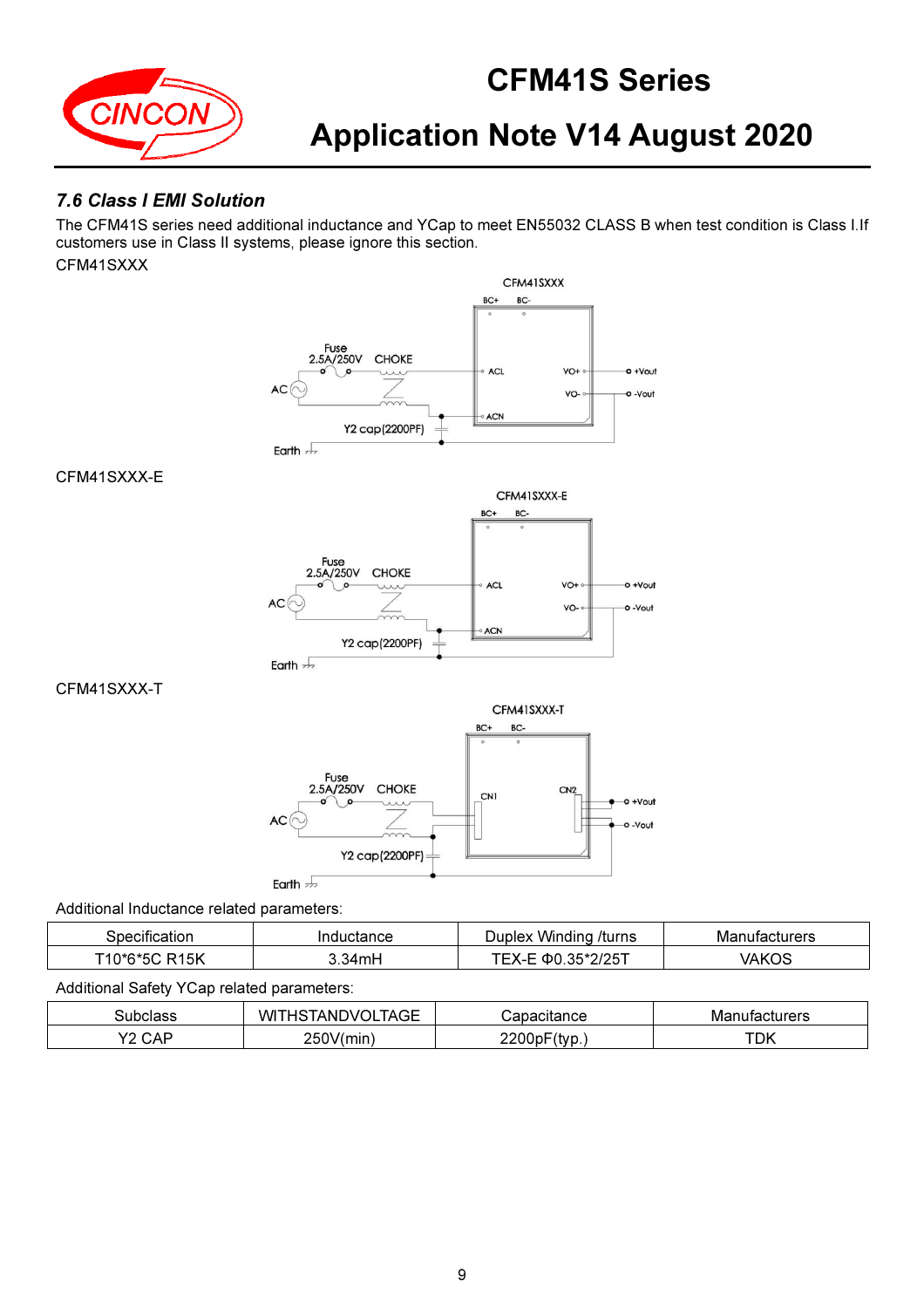### *7.6 Class I EMI Solution*

The CFM41S series need additional inductance and YCap to meet EN55032 CLASS B when test condition is Class I.If customers use in Class II systems, please ignore this section.

CFM41SXXX

CFM41SXXX-E

CFM41SXXX-T

Additional Inductance related parameters:

| Specification | Inductance | Duplex Winding /turns | Manufacturers |
|---|---|---|---|
| T10*6*5C R15K | 3.34mH | TEX-E Φ0.35*2/25T | VAKOS |

Additional Safety YCap related parameters:

| Subclass | WITHSTANDVOLTAGE | Capacitance | Manufacturers |
|---|---|---|---|
| Y2 CAP | 250V(min) | 2200pF(typ.) | TDK |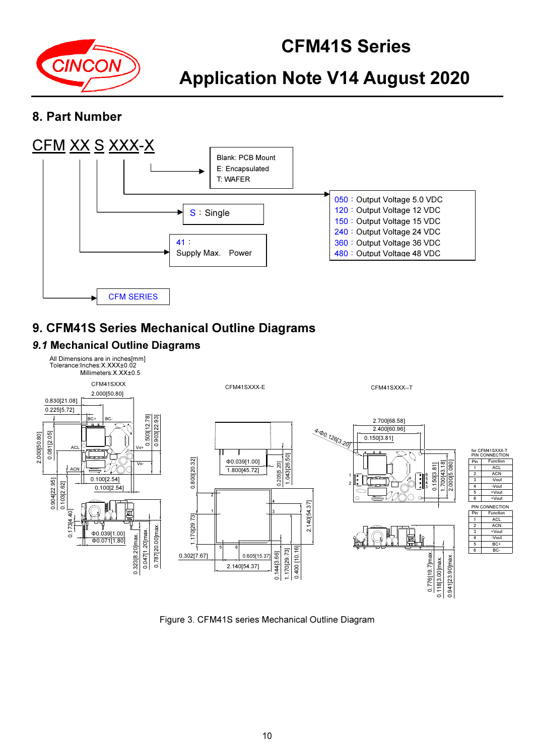## 8. Part Number

CFM XX S XXX-X

- Blank: PCB Mount
  E: Encapsulated
  T: WAFER
- 050：Output Voltage 5.0 VDC
  120：Output Voltage 12 VDC
  150：Output Voltage 15 VDC
  240：Output Voltage 24 VDC
  360：Output Voltage 36 VDC
  480：Output Voltage 48 VDC
- S：Single
- 41：Supply Max. Power
- CFM SERIES

## 9. CFM41S Series Mechanical Outline Diagrams

### *9.1* Mechanical Outline Diagrams

All Dimensions are in inches[mm]
Tolerance:Inches:X.XXX±0.02
Millimeters:X.XX±0.5

CFM41SXXX

CFM41SXXX-E

CFM41SXXX--T

for CFM41SXXX-T PIN CONNECTION

| Pin | Function |
|---|---|
| 1 | ACL |
| 2 | ACN |
| 3 | -Vout |
| 4 | -Vout |
| 5 | +Vout |
| 6 | +Vout |

PIN CONNECTION

| Pin | Function |
|---|---|
| 1 | ACL |
| 2 | ACN |
| 3 | +Vout |
| 4 | -Vout |
| 5 | BC+ |
| 6 | BC- |

Figure 3. CFM41S series Mechanical Outline Diagram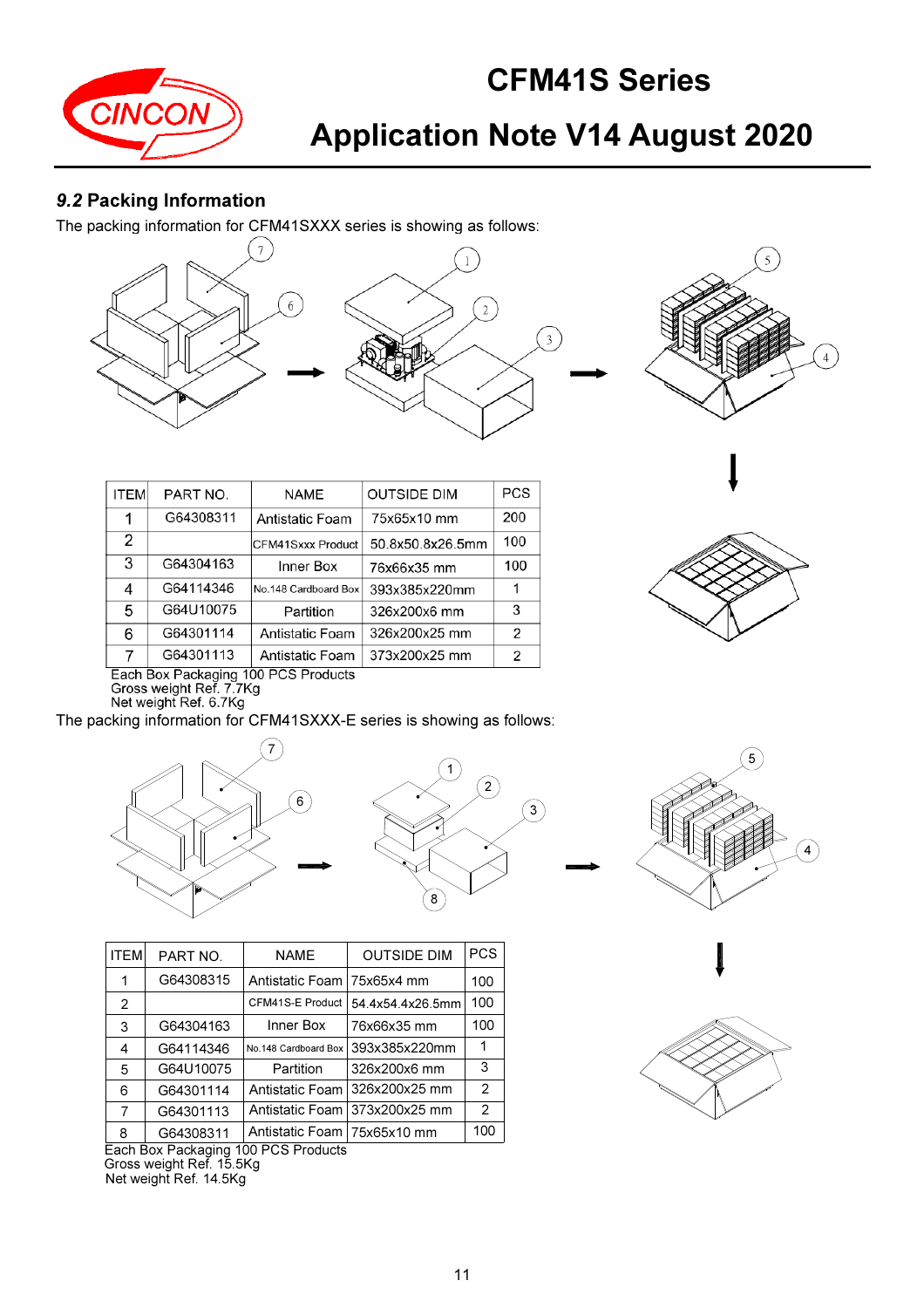## *9.2* Packing Information

The packing information for CFM41SXXX series is showing as follows:

| ITEM | PART NO. | NAME | OUTSIDE DIM | PCS |
|---|---|---|---|---|
| 1 | G64308311 | Antistatic Foam | 75x65x10 mm | 200 |
| 2 | | CFM41Sxxx Product | 50.8x50.8x26.5mm | 100 |
| 3 | G64304163 | Inner Box | 76x66x35 mm | 100 |
| 4 | G64114346 | No.148 Cardboard Box | 393x385x220mm | 1 |
| 5 | G64U10075 | Partition | 326x200x6 mm | 3 |
| 6 | G64301114 | Antistatic Foam | 326x200x25 mm | 2 |
| 7 | G64301113 | Antistatic Foam | 373x200x25 mm | 2 |

Each Box Packaging 100 PCS Products
Gross weight Ref. 7.7Kg
Net weight Ref. 6.7Kg

The packing information for CFM41SXXX-E series is showing as follows:

| ITEM | PART NO. | NAME | OUTSIDE DIM | PCS |
|---|---|---|---|---|
| 1 | G64308315 | Antistatic Foam | 75x65x4 mm | 100 |
| 2 | | CFM41S-E Product | 54.4x54.4x26.5mm | 100 |
| 3 | G64304163 | Inner Box | 76x66x35 mm | 100 |
| 4 | G64114346 | No.148 Cardboard Box | 393x385x220mm | 1 |
| 5 | G64U10075 | Partition | 326x200x6 mm | 3 |
| 6 | G64301114 | Antistatic Foam | 326x200x25 mm | 2 |
| 7 | G64301113 | Antistatic Foam | 373x200x25 mm | 2 |
| 8 | G64308311 | Antistatic Foam | 75x65x10 mm | 100 |

Each Box Packaging 100 PCS Products
Gross weight Ref. 15.5Kg
Net weight Ref. 14.5Kg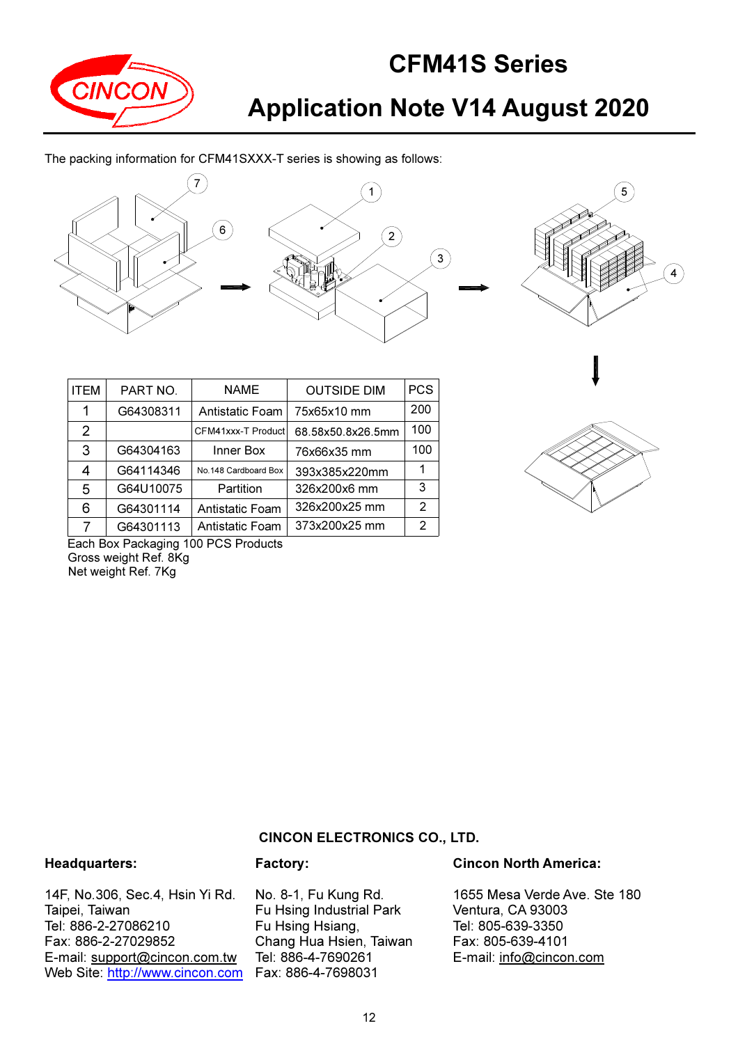The packing information for CFM41SXXX-T series is showing as follows:

| ITEM | PART NO. | NAME | OUTSIDE DIM | PCS |
|---|---|---|---|---|
| 1 | G64308311 | Antistatic Foam | 75x65x10 mm | 200 |
| 2 | | CFM41xxx-T Product | 68.58x50.8x26.5mm | 100 |
| 3 | G64304163 | Inner Box | 76x66x35 mm | 100 |
| 4 | G64114346 | No.148 Cardboard Box | 393x385x220mm | 1 |
| 5 | G64U10075 | Partition | 326x200x6 mm | 3 |
| 6 | G64301114 | Antistatic Foam | 326x200x25 mm | 2 |
| 7 | G64301113 | Antistatic Foam | 373x200x25 mm | 2 |

Each Box Packaging 100 PCS Products
Gross weight Ref. 8Kg
Net weight Ref. 7Kg

**CINCON ELECTRONICS CO., LTD.**

**Headquarters:**

14F, No.306, Sec.4, Hsin Yi Rd.
Taipei, Taiwan
Tel: 886-2-27086210
Fax: 886-2-27029852
E-mail: support@cincon.com.tw
Web Site: http://www.cincon.com

**Factory:**

No. 8-1, Fu Kung Rd.
Fu Hsing Industrial Park
Fu Hsing Hsiang,
Chang Hua Hsien, Taiwan
Tel: 886-4-7690261
Fax: 886-4-7698031

**Cincon North America:**

1655 Mesa Verde Ave. Ste 180
Ventura, CA 93003
Tel: 805-639-3350
Fax: 805-639-4101
E-mail: info@cincon.com